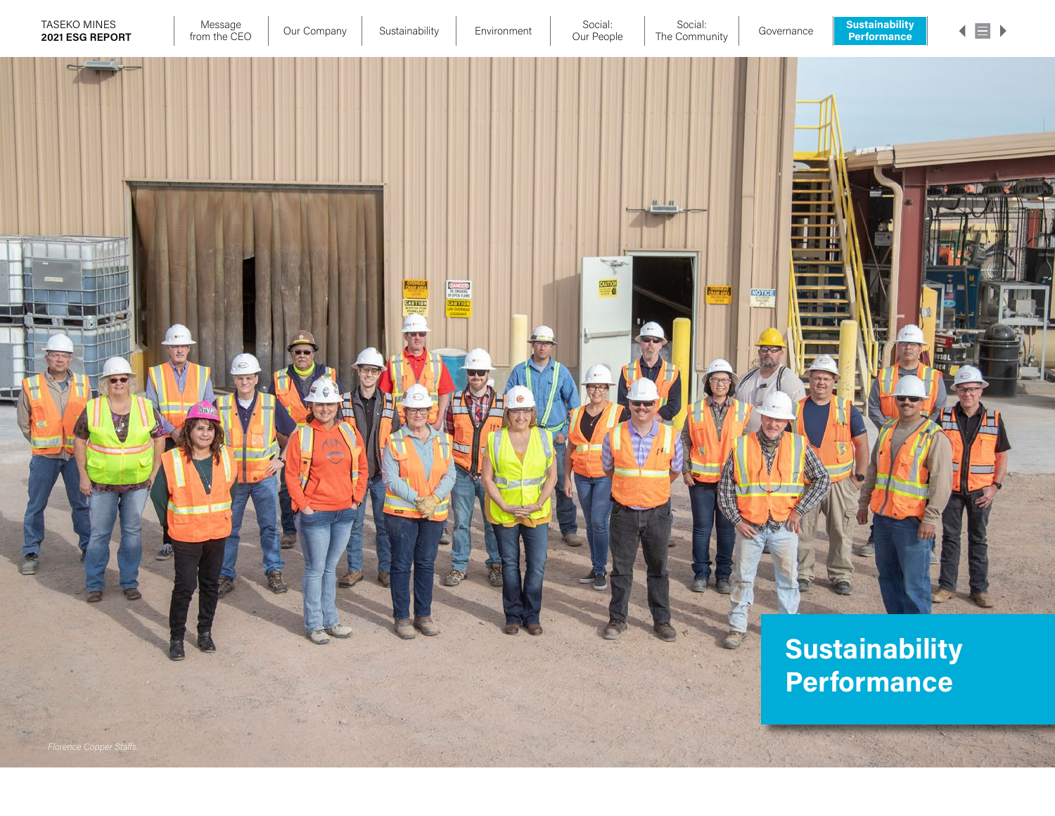# Sustainability Performance

*Florence Copper Staffs.*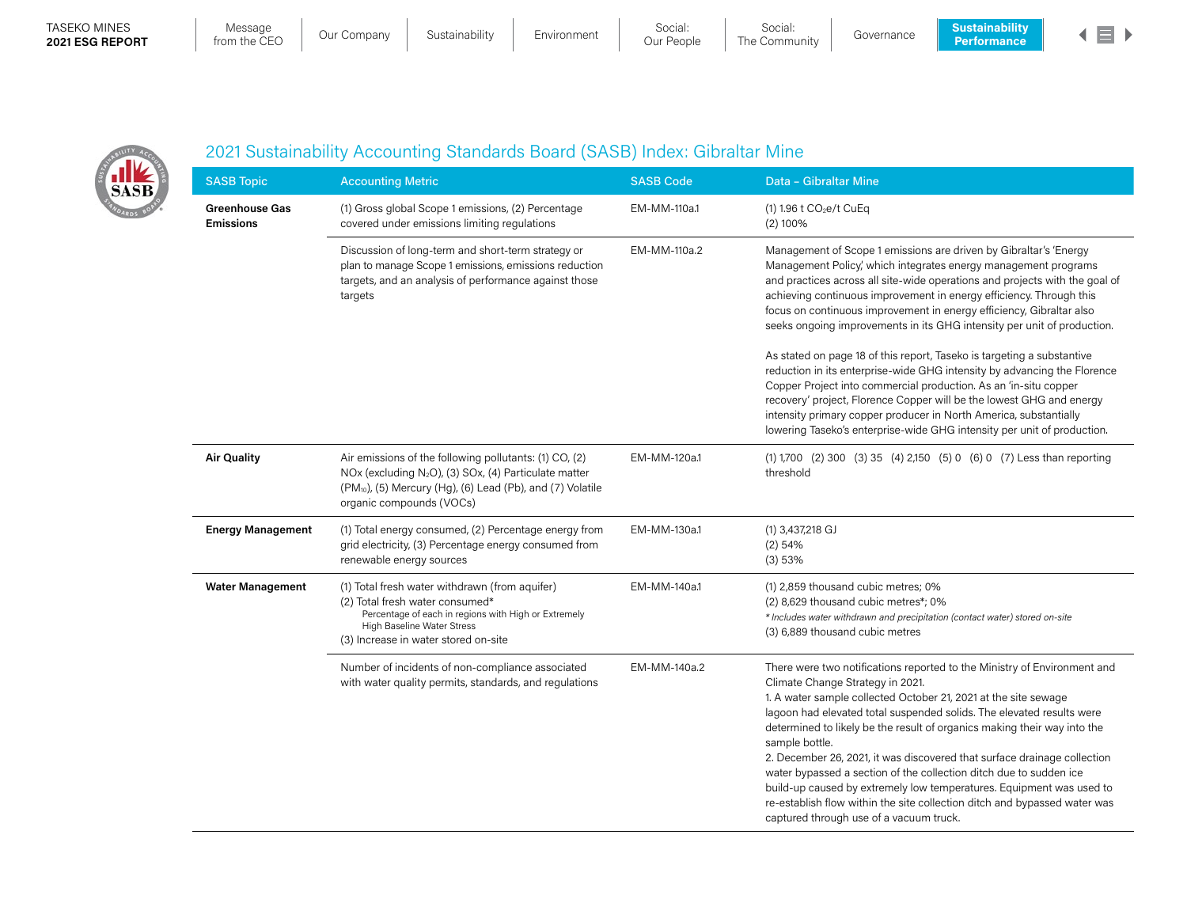## 2021 Sustainability Accounting Standards Board (SASB) Index: Gibraltar Mine

| SASB Topic | Accounting Metric | SASB Code | Data – Gibraltar Mine |
|---|---|---|---|
| **Greenhouse Gas Emissions** | (1) Gross global Scope 1 emissions, (2) Percentage covered under emissions limiting regulations | EM-MM-110a.1 | (1) 1.96 t $CO_2$e/t CuEq<br>(2) 100% |
| | Discussion of long-term and short-term strategy or plan to manage Scope 1 emissions, emissions reduction targets, and an analysis of performance against those targets | EM-MM-110a.2 | Management of Scope 1 emissions are driven by Gibraltar's 'Energy Management Policy,' which integrates energy management programs and practices across all site-wide operations and projects with the goal of achieving continuous improvement in energy efficiency. Through this focus on continuous improvement in energy efficiency, Gibraltar also seeks ongoing improvements in its GHG intensity per unit of production.<br><br>As stated on page 18 of this report, Taseko is targeting a substantive reduction in its enterprise-wide GHG intensity by advancing the Florence Copper Project into commercial production. As an 'in-situ copper recovery' project, Florence Copper will be the lowest GHG and energy intensity primary copper producer in North America, substantially lowering Taseko's enterprise-wide GHG intensity per unit of production. |
| **Air Quality** | Air emissions of the following pollutants: (1) CO, (2) NOx (excluding $N_2O$), (3) SOx, (4) Particulate matter ($PM_{10}$), (5) Mercury (Hg), (6) Lead (Pb), and (7) Volatile organic compounds (VOCs) | EM-MM-120a.1 | (1) 1,700 (2) 300 (3) 35 (4) 2,150 (5) 0 (6) 0 (7) Less than reporting threshold |
| **Energy Management** | (1) Total energy consumed, (2) Percentage energy from grid electricity, (3) Percentage energy consumed from renewable energy sources | EM-MM-130a.1 | (1) 3,437,218 GJ<br>(2) 54%<br>(3) 53% |
| **Water Management** | (1) Total fresh water withdrawn (from aquifer)<br>(2) Total fresh water consumed*<br>Percentage of each in regions with High or Extremely High Baseline Water Stress<br>(3) Increase in water stored on-site | EM-MM-140a.1 | (1) 2,859 thousand cubic metres; 0%<br>(2) 8,629 thousand cubic metres*; 0%<br>*\* Includes water withdrawn and precipitation (contact water) stored on-site*<br>(3) 6,889 thousand cubic metres |
| | Number of incidents of non-compliance associated with water quality permits, standards, and regulations | EM-MM-140a.2 | There were two notifications reported to the Ministry of Environment and Climate Change Strategy in 2021.<br>1. A water sample collected October 21, 2021 at the site sewage lagoon had elevated total suspended solids. The elevated results were determined to likely be the result of organics making their way into the sample bottle.<br>2. December 26, 2021, it was discovered that surface drainage collection water bypassed a section of the collection ditch due to sudden ice build-up caused by extremely low temperatures. Equipment was used to re-establish flow within the site collection ditch and bypassed water was captured through use of a vacuum truck. |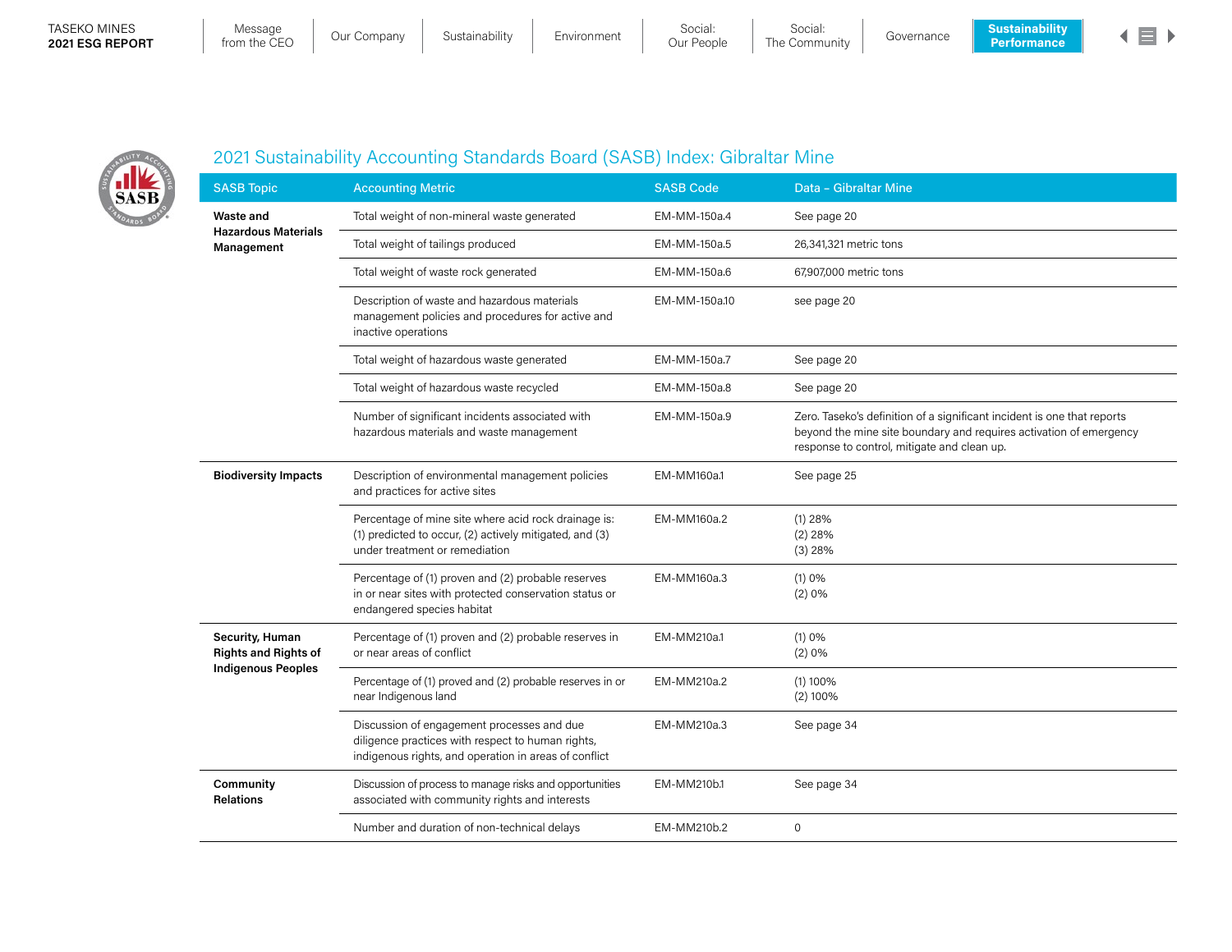## 2021 Sustainability Accounting Standards Board (SASB) Index: Gibraltar Mine

| SASB Topic | Accounting Metric | SASB Code | Data – Gibraltar Mine |
| --- | --- | --- | --- |
| **Waste and Hazardous Materials Management** | Total weight of non-mineral waste generated | EM-MM-150a.4 | See page 20 |
| | Total weight of tailings produced | EM-MM-150a.5 | 26,341,321 metric tons |
| | Total weight of waste rock generated | EM-MM-150a.6 | 67,907,000 metric tons |
| | Description of waste and hazardous materials management policies and procedures for active and inactive operations | EM-MM-150a.10 | see page 20 |
| | Total weight of hazardous waste generated | EM-MM-150a.7 | See page 20 |
| | Total weight of hazardous waste recycled | EM-MM-150a.8 | See page 20 |
| | Number of significant incidents associated with hazardous materials and waste management | EM-MM-150a.9 | Zero. Taseko's definition of a significant incident is one that reports beyond the mine site boundary and requires activation of emergency response to control, mitigate and clean up. |
| **Biodiversity Impacts** | Description of environmental management policies and practices for active sites | EM-MM160a.1 | See page 25 |
| | Percentage of mine site where acid rock drainage is: (1) predicted to occur, (2) actively mitigated, and (3) under treatment or remediation | EM-MM160a.2 | (1) 28%<br>(2) 28%<br>(3) 28% |
| | Percentage of (1) proven and (2) probable reserves in or near sites with protected conservation status or endangered species habitat | EM-MM160a.3 | (1) 0%<br>(2) 0% |
| **Security, Human Rights and Rights of Indigenous Peoples** | Percentage of (1) proven and (2) probable reserves in or near areas of conflict | EM-MM210a.1 | (1) 0%<br>(2) 0% |
| | Percentage of (1) proved and (2) probable reserves in or near Indigenous land | EM-MM210a.2 | (1) 100%<br>(2) 100% |
| | Discussion of engagement processes and due diligence practices with respect to human rights, indigenous rights, and operation in areas of conflict | EM-MM210a.3 | See page 34 |
| **Community Relations** | Discussion of process to manage risks and opportunities associated with community rights and interests | EM-MM210b.1 | See page 34 |
| | Number and duration of non-technical delays | EM-MM210b.2 | 0 |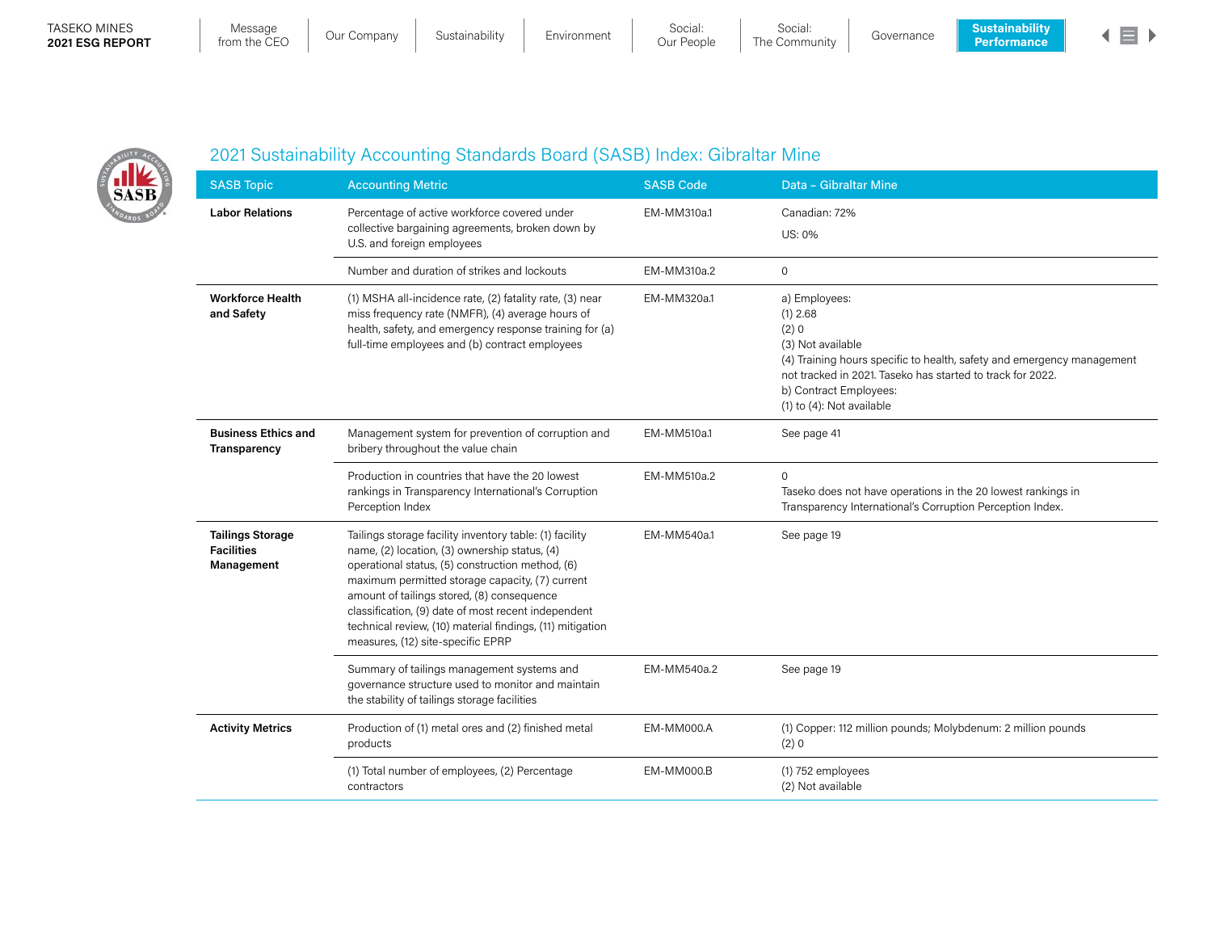## 2021 Sustainability Accounting Standards Board (SASB) Index: Gibraltar Mine

| SASB Topic | Accounting Metric | SASB Code | Data – Gibraltar Mine |
|---|---|---|---|
| **Labor Relations** | Percentage of active workforce covered under collective bargaining agreements, broken down by U.S. and foreign employees | EM-MM310a.1 | Canadian: 72%<br>US: 0% |
| | Number and duration of strikes and lockouts | EM-MM310a.2 | 0 |
| **Workforce Health and Safety** | (1) MSHA all-incidence rate, (2) fatality rate, (3) near miss frequency rate (NMFR), (4) average hours of health, safety, and emergency response training for (a) full-time employees and (b) contract employees | EM-MM320a.1 | a) Employees:<br>(1) 2.68<br>(2) 0<br>(3) Not available<br>(4) Training hours specific to health, safety and emergency management not tracked in 2021. Taseko has started to track for 2022.<br>b) Contract Employees:<br>(1) to (4): Not available |
| **Business Ethics and Transparency** | Management system for prevention of corruption and bribery throughout the value chain | EM-MM510a.1 | See page 41 |
| | Production in countries that have the 20 lowest rankings in Transparency International's Corruption Perception Index | EM-MM510a.2 | 0<br>Taseko does not have operations in the 20 lowest rankings in Transparency International's Corruption Perception Index. |
| **Tailings Storage Facilities Management** | Tailings storage facility inventory table: (1) facility name, (2) location, (3) ownership status, (4) operational status, (5) construction method, (6) maximum permitted storage capacity, (7) current amount of tailings stored, (8) consequence classification, (9) date of most recent independent technical review, (10) material findings, (11) mitigation measures, (12) site-specific EPRP | EM-MM540a.1 | See page 19 |
| | Summary of tailings management systems and governance structure used to monitor and maintain the stability of tailings storage facilities | EM-MM540a.2 | See page 19 |
| **Activity Metrics** | Production of (1) metal ores and (2) finished metal products | EM-MM000.A | (1) Copper: 112 million pounds; Molybdenum: 2 million pounds<br>(2) 0 |
| | (1) Total number of employees, (2) Percentage contractors | EM-MM000.B | (1) 752 employees<br>(2) Not available |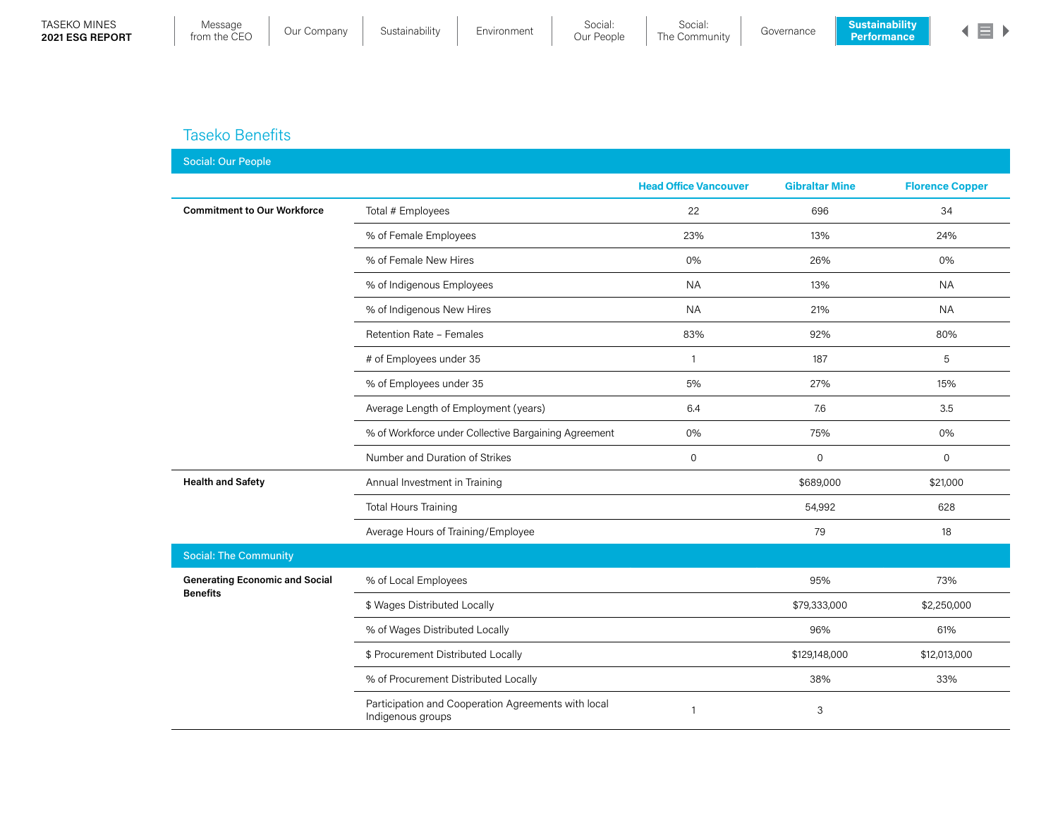## Taseko Benefits

| Social: Our People | | | | |
|---|---|---|---|---|
| | | **Head Office Vancouver** | **Gibraltar Mine** | **Florence Copper** |
| **Commitment to Our Workforce** | Total # Employees | 22 | 696 | 34 |
| | % of Female Employees | 23% | 13% | 24% |
| | % of Female New Hires | 0% | 26% | 0% |
| | % of Indigenous Employees | NA | 13% | NA |
| | % of Indigenous New Hires | NA | 21% | NA |
| | Retention Rate – Females | 83% | 92% | 80% |
| | # of Employees under 35 | 1 | 187 | 5 |
| | % of Employees under 35 | 5% | 27% | 15% |
| | Average Length of Employment (years) | 6.4 | 7.6 | 3.5 |
| | % of Workforce under Collective Bargaining Agreement | 0% | 75% | 0% |
| | Number and Duration of Strikes | 0 | 0 | 0 |
| **Health and Safety** | Annual Investment in Training | | $689,000 | $21,000 |
| | Total Hours Training | | 54,992 | 628 |
| | Average Hours of Training/Employee | | 79 | 18 |
| **Social: The Community** | | | | |
| **Generating Economic and Social Benefits** | % of Local Employees | | 95% | 73% |
| | $ Wages Distributed Locally | | $79,333,000 | $2,250,000 |
| | % of Wages Distributed Locally | | 96% | 61% |
| | $ Procurement Distributed Locally | | $129,148,000 | $12,013,000 |
| | % of Procurement Distributed Locally | | 38% | 33% |
| | Participation and Cooperation Agreements with local Indigenous groups | 1 | 3 | |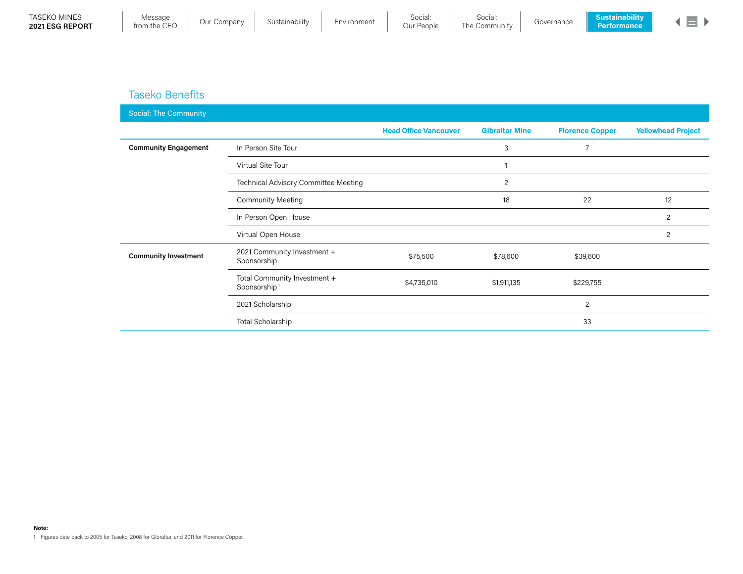## Taseko Benefits

| Social: The Community | | Head Office Vancouver | Gibraltar Mine | Florence Copper | Yellowhead Project |
|---|---|---|---|---|---|
| **Community Engagement** | In Person Site Tour | | 3 | 7 | |
| | Virtual Site Tour | | 1 | | |
| | Technical Advisory Committee Meeting | | 2 | | |
| | Community Meeting | | 18 | 22 | 12 |
| | In Person Open House | | | | 2 |
| | Virtual Open House | | | | 2 |
| **Community Investment** | 2021 Community Investment + Sponsorship | $75,500 | $78,600 | $39,600 | |
| | Total Community Investment + Sponsorship[1] | $4,735,010 | $1,911,135 | $229,755 | |
| | 2021 Scholarship | | | 2 | |
| | Total Scholarship | | | 33 | |

**Note:**

1. Figures date back to 2005 for Taseko, 2008 for Gibraltar, and 2011 for Florence Copper.